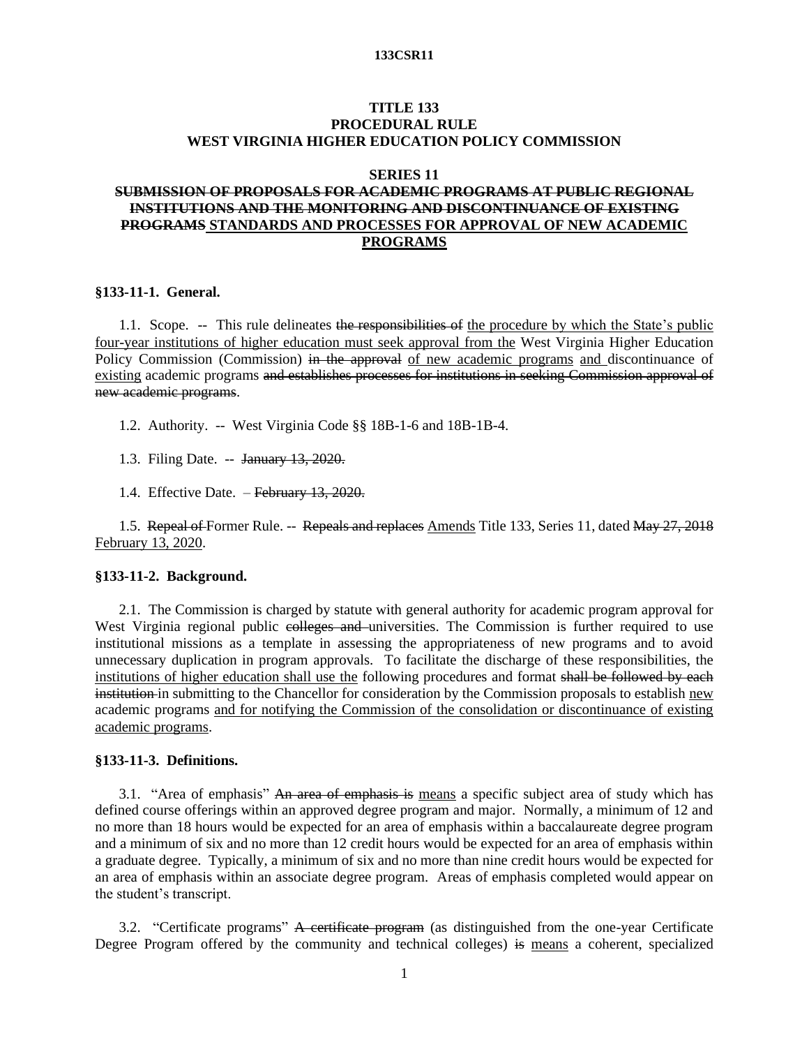**TITLE 133**
**PROCEDURAL RULE**
**WEST VIRGINIA HIGHER EDUCATION POLICY COMMISSION**

**SERIES 11**
**~~SUBMISSION OF PROPOSALS FOR ACADEMIC PROGRAMS AT PUBLIC REGIONAL INSTITUTIONS AND THE MONITORING AND DISCONTINUANCE OF EXISTING PROGRAMS~~ <u>STANDARDS AND PROCESSES FOR APPROVAL OF NEW ACADEMIC PROGRAMS</u>**

**§133-11-1. General.**

1.1. Scope. -- This rule delineates ~~the responsibilities of~~ <u>the procedure by which the State's public four-year institutions of higher education must seek approval from the</u> West Virginia Higher Education Policy Commission (Commission) ~~in the approval~~ <u>of new academic programs</u> <u>and</u> discontinuance of <u>existing</u> academic programs ~~and establishes processes for institutions in seeking Commission approval of new academic programs~~.

1.2. Authority. -- West Virginia Code §§ 18B-1-6 and 18B-1B-4.

1.3. Filing Date. -- ~~January 13, 2020.~~

1.4. Effective Date. – ~~February 13, 2020.~~

1.5. ~~Repeal of~~ Former Rule. -- ~~Repeals and replaces~~ <u>Amends</u> Title 133, Series 11, dated ~~May 27, 2018~~ <u>February 13, 2020</u>.

**§133-11-2. Background.**

2.1. The Commission is charged by statute with general authority for academic program approval for West Virginia regional public ~~colleges and~~ universities. The Commission is further required to use institutional missions as a template in assessing the appropriateness of new programs and to avoid unnecessary duplication in program approvals. To facilitate the discharge of these responsibilities, the <u>institutions of higher education shall use the</u> following procedures and format ~~shall be followed by each institution~~ in submitting to the Chancellor for consideration by the Commission proposals to establish <u>new</u> academic programs <u>and for notifying the Commission of the consolidation or discontinuance of existing academic programs</u>.

**§133-11-3. Definitions.**

3.1. "Area of emphasis" ~~An area of emphasis is~~ <u>means</u> a specific subject area of study which has defined course offerings within an approved degree program and major. Normally, a minimum of 12 and no more than 18 hours would be expected for an area of emphasis within a baccalaureate degree program and a minimum of six and no more than 12 credit hours would be expected for an area of emphasis within a graduate degree. Typically, a minimum of six and no more than nine credit hours would be expected for an area of emphasis within an associate degree program. Areas of emphasis completed would appear on the student's transcript.

3.2. "Certificate programs" ~~A certificate program~~ (as distinguished from the one-year Certificate Degree Program offered by the community and technical colleges) ~~is~~ <u>means</u> a coherent, specialized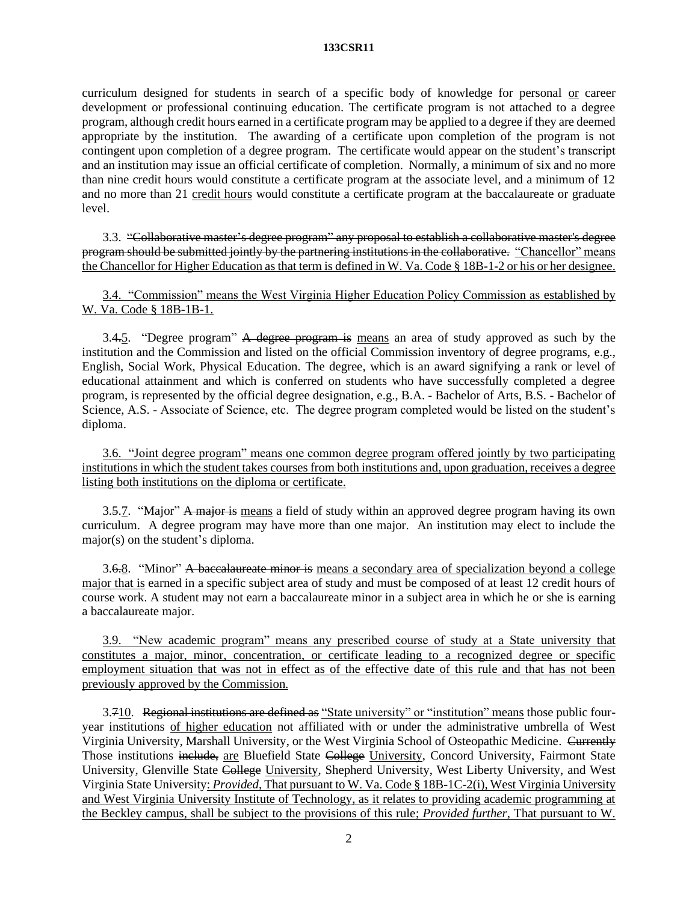curriculum designed for students in search of a specific body of knowledge for personal <u>or</u> career development or professional continuing education. The certificate program is not attached to a degree program, although credit hours earned in a certificate program may be applied to a degree if they are deemed appropriate by the institution. The awarding of a certificate upon completion of the program is not contingent upon completion of a degree program. The certificate would appear on the student's transcript and an institution may issue an official certificate of completion. Normally, a minimum of six and no more than nine credit hours would constitute a certificate program at the associate level, and a minimum of 12 and no more than 21 <u>credit hours</u> would constitute a certificate program at the baccalaureate or graduate level.

3.3. ~~"Collaborative master's degree program" any proposal to establish a collaborative master's degree program should be submitted jointly by the partnering institutions in the collaborative.~~ <u>"Chancellor" means the Chancellor for Higher Education as that term is defined in W. Va. Code § 18B-1-2 or his or her designee.</u>

<u>3.4. "Commission" means the West Virginia Higher Education Policy Commission as established by W. Va. Code § 18B-1B-1.</u>

3.~~4.~~<u>5</u>. "Degree program" ~~A degree program is~~ <u>means</u> an area of study approved as such by the institution and the Commission and listed on the official Commission inventory of degree programs, e.g., English, Social Work, Physical Education. The degree, which is an award signifying a rank or level of educational attainment and which is conferred on students who have successfully completed a degree program, is represented by the official degree designation, e.g., B.A. - Bachelor of Arts, B.S. - Bachelor of Science, A.S. - Associate of Science, etc. The degree program completed would be listed on the student's diploma.

<u>3.6. "Joint degree program" means one common degree program offered jointly by two participating institutions in which the student takes courses from both institutions and, upon graduation, receives a degree listing both institutions on the diploma or certificate.</u>

3.~~5.~~<u>7</u>. "Major" ~~A major is~~ <u>means</u> a field of study within an approved degree program having its own curriculum. A degree program may have more than one major. An institution may elect to include the major(s) on the student's diploma.

3.~~6.~~<u>8</u>. "Minor" ~~A baccalaureate minor is~~ <u>means a secondary area of specialization beyond a college major that is</u> earned in a specific subject area of study and must be composed of at least 12 credit hours of course work. A student may not earn a baccalaureate minor in a subject area in which he or she is earning a baccalaureate major.

<u>3.9. "New academic program" means any prescribed course of study at a State university that constitutes a major, minor, concentration, or certificate leading to a recognized degree or specific employment situation that was not in effect as of the effective date of this rule and that has not been previously approved by the Commission.</u>

3.~~7~~<u>10</u>. ~~Regional institutions are defined as~~ <u>"State university" or "institution" means</u> those public four-year institutions <u>of higher education</u> not affiliated with or under the administrative umbrella of West Virginia University, Marshall University, or the West Virginia School of Osteopathic Medicine. ~~Currently~~ Those institutions ~~include,~~ <u>are</u> Bluefield State ~~College~~ <u>University</u>, Concord University, Fairmont State University, Glenville State ~~College~~ <u>University</u>, Shepherd University, West Liberty University, and West Virginia State University<u>: *Provided*, That pursuant to W. Va. Code § 18B-1C-2(i), West Virginia University and West Virginia University Institute of Technology, as it relates to providing academic programming at the Beckley campus, shall be subject to the provisions of this rule; *Provided further*, That pursuant to W.</u>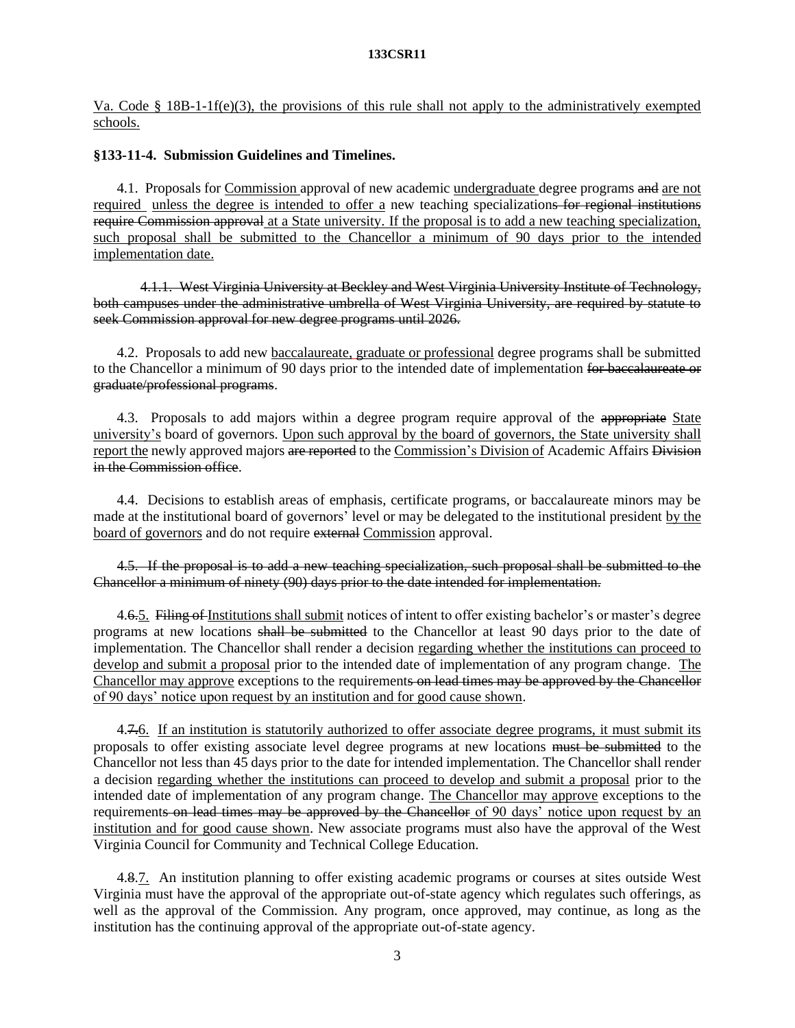Va. Code § 18B-1-1f(e)(3), the provisions of this rule shall not apply to the administratively exempted schools.

**§133-11-4. Submission Guidelines and Timelines.**

4.1. Proposals for Commission approval of new academic undergraduate degree programs ~~and~~ are not required unless the degree is intended to offer a new teaching specialization~~s for regional institutions require Commission approval~~ at a State university. If the proposal is to add a new teaching specialization, such proposal shall be submitted to the Chancellor a minimum of 90 days prior to the intended implementation date.

~~4.1.1. West Virginia University at Beckley and West Virginia University Institute of Technology, both campuses under the administrative umbrella of West Virginia University, are required by statute to seek Commission approval for new degree programs until 2026.~~

4.2. Proposals to add new baccalaureate, graduate or professional degree programs shall be submitted to the Chancellor a minimum of 90 days prior to the intended date of implementation ~~for baccalaureate or graduate/professional programs~~.

4.3. Proposals to add majors within a degree program require approval of the ~~appropriate~~ State university's board of governors. Upon such approval by the board of governors, the State university shall report the newly approved majors ~~are reported~~ to the Commission's Division of Academic Affairs ~~Division in the Commission office~~.

4.4. Decisions to establish areas of emphasis, certificate programs, or baccalaureate minors may be made at the institutional board of governors' level or may be delegated to the institutional president by the board of governors and do not require ~~external~~ Commission approval.

~~4.5. If the proposal is to add a new teaching specialization, such proposal shall be submitted to the Chancellor a minimum of ninety (90) days prior to the date intended for implementation.~~

4.~~6.~~5. ~~Filing of~~ Institutions shall submit notices of intent to offer existing bachelor's or master's degree programs at new locations ~~shall be submitted~~ to the Chancellor at least 90 days prior to the date of implementation. The Chancellor shall render a decision regarding whether the institutions can proceed to develop and submit a proposal prior to the intended date of implementation of any program change. The Chancellor may approve exceptions to the requirement~~s on lead times may be approved by the Chancellor~~ of 90 days' notice upon request by an institution and for good cause shown.

4.~~7.~~6. If an institution is statutorily authorized to offer associate degree programs, it must submit its proposals to offer existing associate level degree programs at new locations ~~must be submitted~~ to the Chancellor not less than 45 days prior to the date for intended implementation. The Chancellor shall render a decision regarding whether the institutions can proceed to develop and submit a proposal prior to the intended date of implementation of any program change. The Chancellor may approve exceptions to the requirement~~s on lead times may be approved by the Chancellor~~ of 90 days' notice upon request by an institution and for good cause shown. New associate programs must also have the approval of the West Virginia Council for Community and Technical College Education.

4.~~8.~~7. An institution planning to offer existing academic programs or courses at sites outside West Virginia must have the approval of the appropriate out-of-state agency which regulates such offerings, as well as the approval of the Commission. Any program, once approved, may continue, as long as the institution has the continuing approval of the appropriate out-of-state agency.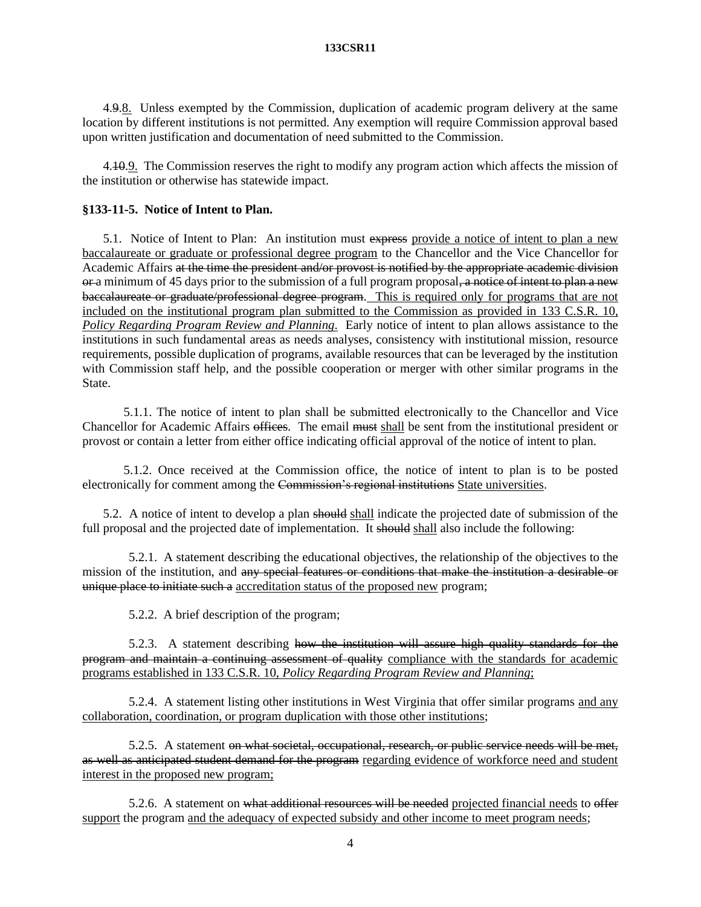4.~~9~~.<u>8.</u> Unless exempted by the Commission, duplication of academic program delivery at the same location by different institutions is not permitted. Any exemption will require Commission approval based upon written justification and documentation of need submitted to the Commission.

4.~~10~~.<u>9.</u> The Commission reserves the right to modify any program action which affects the mission of the institution or otherwise has statewide impact.

**§133-11-5. Notice of Intent to Plan.**

5.1. Notice of Intent to Plan: An institution must ~~express~~ <u>provide a notice of intent to plan a new baccalaureate or graduate or professional degree program</u> to the Chancellor and the Vice Chancellor for Academic Affairs ~~at the time the president and/or provost is notified by the appropriate academic division or a~~ minimum of 45 days prior to the submission of a full program proposal~~, a notice of intent to plan a new baccalaureate or graduate/professional degree program~~. <u>This is required only for programs that are not included on the institutional program plan submitted to the Commission as provided in 133 C.S.R. 10, *Policy Regarding Program Review and Planning*.</u> Early notice of intent to plan allows assistance to the institutions in such fundamental areas as needs analyses, consistency with institutional mission, resource requirements, possible duplication of programs, available resources that can be leveraged by the institution with Commission staff help, and the possible cooperation or merger with other similar programs in the State.

5.1.1. The notice of intent to plan shall be submitted electronically to the Chancellor and Vice Chancellor for Academic Affairs ~~offices~~. The email ~~must~~ <u>shall</u> be sent from the institutional president or provost or contain a letter from either office indicating official approval of the notice of intent to plan.

5.1.2. Once received at the Commission office, the notice of intent to plan is to be posted electronically for comment among the ~~Commission's regional institutions~~ <u>State universities</u>.

5.2. A notice of intent to develop a plan ~~should~~ <u>shall</u> indicate the projected date of submission of the full proposal and the projected date of implementation. It ~~should~~ <u>shall</u> also include the following:

5.2.1. A statement describing the educational objectives, the relationship of the objectives to the mission of the institution, and ~~any special features or conditions that make the institution a desirable or unique place to initiate such a~~ <u>accreditation status of the proposed new</u> program;

5.2.2. A brief description of the program;

5.2.3. A statement describing ~~how the institution will assure high quality standards for the program and maintain a continuing assessment of quality~~ <u>compliance with the standards for academic programs established in 133 C.S.R. 10, *Policy Regarding Program Review and Planning*;</u>

5.2.4. A statement listing other institutions in West Virginia that offer similar programs <u>and any collaboration, coordination, or program duplication with those other institutions</u>;

5.2.5. A statement ~~on what societal, occupational, research, or public service needs will be met, as well as anticipated student demand for the program~~ <u>regarding evidence of workforce need and student interest in the proposed new program;</u>

5.2.6. A statement on ~~what additional resources will be needed~~ <u>projected financial needs</u> to ~~offer~~ <u>support</u> the program <u>and the adequacy of expected subsidy and other income to meet program needs</u>;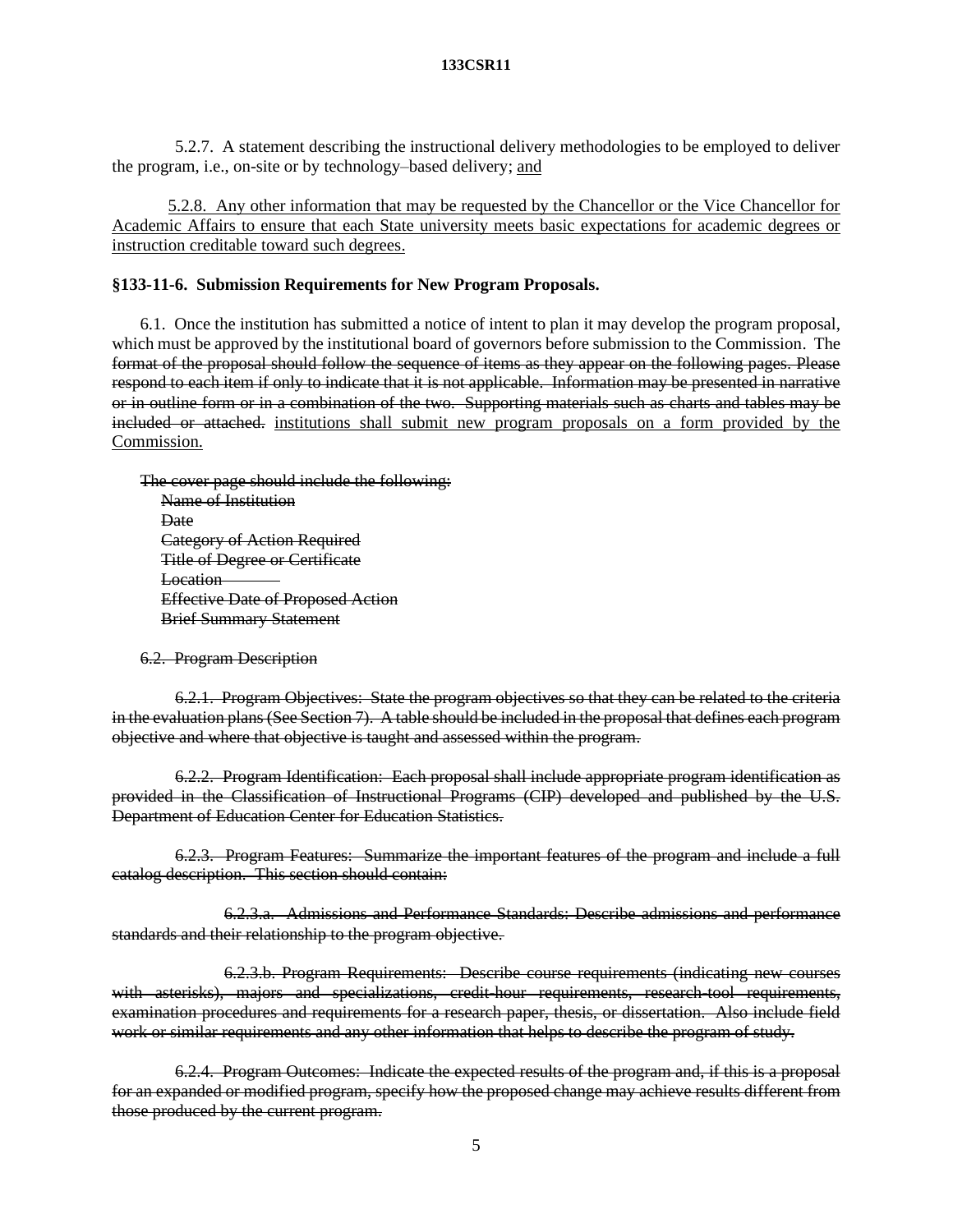5.2.7. A statement describing the instructional delivery methodologies to be employed to deliver the program, i.e., on-site or by technology–based delivery; <u>and</u>

<u>5.2.8. Any other information that may be requested by the Chancellor or the Vice Chancellor for Academic Affairs to ensure that each State university meets basic expectations for academic degrees or instruction creditable toward such degrees.</u>

**§133-11-6. Submission Requirements for New Program Proposals.**

6.1. Once the institution has submitted a notice of intent to plan it may develop the program proposal, which must be approved by the institutional board of governors before submission to the Commission. The ~~format of the proposal should follow the sequence of items as they appear on the following pages. Please respond to each item if only to indicate that it is not applicable. Information may be presented in narrative or in outline form or in a combination of the two. Supporting materials such as charts and tables may be included or attached.~~ <u>institutions shall submit new program proposals on a form provided by the Commission.</u>

~~The cover page should include the following:~~
~~Name of Institution~~
~~Date~~
~~Category of Action Required~~
~~Title of Degree or Certificate~~
~~Location~~
~~Effective Date of Proposed Action~~
~~Brief Summary Statement~~

~~6.2. Program Description~~

~~6.2.1. Program Objectives: State the program objectives so that they can be related to the criteria in the evaluation plans (See Section 7). A table should be included in the proposal that defines each program objective and where that objective is taught and assessed within the program.~~

~~6.2.2. Program Identification: Each proposal shall include appropriate program identification as provided in the Classification of Instructional Programs (CIP) developed and published by the U.S. Department of Education Center for Education Statistics.~~

~~6.2.3. Program Features: Summarize the important features of the program and include a full catalog description. This section should contain:~~

~~6.2.3.a. Admissions and Performance Standards: Describe admissions and performance standards and their relationship to the program objective.~~

~~6.2.3.b. Program Requirements: Describe course requirements (indicating new courses with asterisks), majors and specializations, credit-hour requirements, research-tool requirements, examination procedures and requirements for a research paper, thesis, or dissertation. Also include field work or similar requirements and any other information that helps to describe the program of study.~~

~~6.2.4. Program Outcomes: Indicate the expected results of the program and, if this is a proposal for an expanded or modified program, specify how the proposed change may achieve results different from those produced by the current program.~~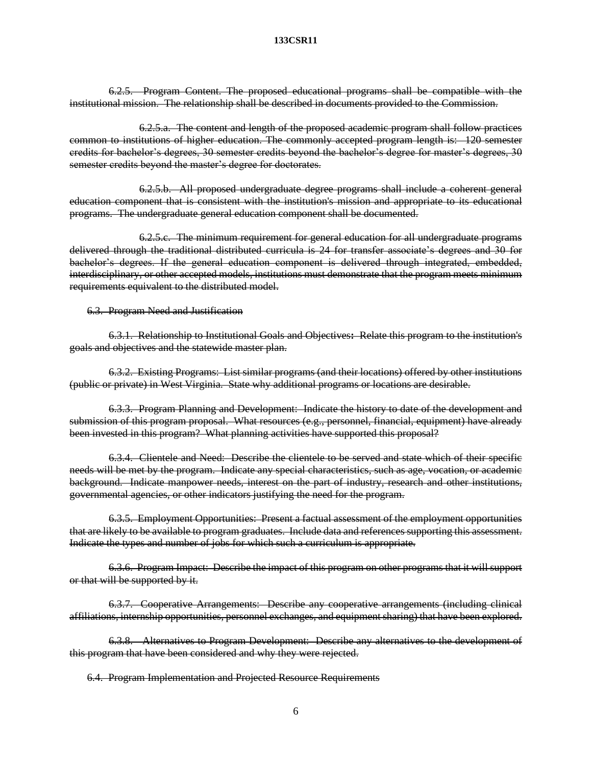~~6.2.5. Program Content. The proposed educational programs shall be compatible with the institutional mission. The relationship shall be described in documents provided to the Commission.~~

~~6.2.5.a. The content and length of the proposed academic program shall follow practices common to institutions of higher education. The commonly accepted program length is: 120 semester credits for bachelor's degrees, 30 semester credits beyond the bachelor's degree for master's degrees, 30 semester credits beyond the master's degree for doctorates.~~

~~6.2.5.b. All proposed undergraduate degree programs shall include a coherent general education component that is consistent with the institution's mission and appropriate to its educational programs. The undergraduate general education component shall be documented.~~

~~6.2.5.c. The minimum requirement for general education for all undergraduate programs delivered through the traditional distributed curricula is 24 for transfer associate's degrees and 30 for bachelor's degrees. If the general education component is delivered through integrated, embedded, interdisciplinary, or other accepted models, institutions must demonstrate that the program meets minimum requirements equivalent to the distributed model.~~

~~6.3. Program Need and Justification~~

~~6.3.1. Relationship to Institutional Goals and Objectives: Relate this program to the institution's goals and objectives and the statewide master plan.~~

~~6.3.2. Existing Programs: List similar programs (and their locations) offered by other institutions (public or private) in West Virginia. State why additional programs or locations are desirable.~~

~~6.3.3. Program Planning and Development: Indicate the history to date of the development and submission of this program proposal. What resources (e.g., personnel, financial, equipment) have already been invested in this program? What planning activities have supported this proposal?~~

~~6.3.4. Clientele and Need: Describe the clientele to be served and state which of their specific needs will be met by the program. Indicate any special characteristics, such as age, vocation, or academic background. Indicate manpower needs, interest on the part of industry, research and other institutions, governmental agencies, or other indicators justifying the need for the program.~~

~~6.3.5. Employment Opportunities: Present a factual assessment of the employment opportunities that are likely to be available to program graduates. Include data and references supporting this assessment. Indicate the types and number of jobs for which such a curriculum is appropriate.~~

~~6.3.6. Program Impact: Describe the impact of this program on other programs that it will support or that will be supported by it.~~

~~6.3.7. Cooperative Arrangements: Describe any cooperative arrangements (including clinical affiliations, internship opportunities, personnel exchanges, and equipment sharing) that have been explored.~~

~~6.3.8. Alternatives to Program Development: Describe any alternatives to the development of this program that have been considered and why they were rejected.~~

~~6.4. Program Implementation and Projected Resource Requirements~~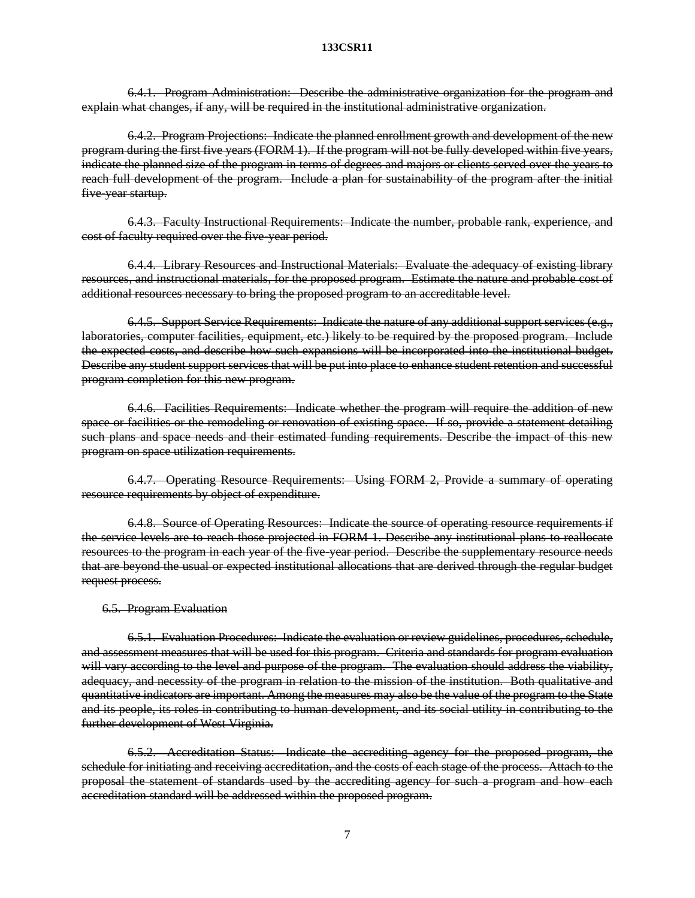~~6.4.1. Program Administration: Describe the administrative organization for the program and explain what changes, if any, will be required in the institutional administrative organization.~~

~~6.4.2. Program Projections: Indicate the planned enrollment growth and development of the new program during the first five years (FORM 1). If the program will not be fully developed within five years, indicate the planned size of the program in terms of degrees and majors or clients served over the years to reach full development of the program. Include a plan for sustainability of the program after the initial five-year startup.~~

~~6.4.3. Faculty Instructional Requirements: Indicate the number, probable rank, experience, and cost of faculty required over the five-year period.~~

~~6.4.4. Library Resources and Instructional Materials: Evaluate the adequacy of existing library resources, and instructional materials, for the proposed program. Estimate the nature and probable cost of additional resources necessary to bring the proposed program to an accreditable level.~~

~~6.4.5. Support Service Requirements: Indicate the nature of any additional support services (e.g., laboratories, computer facilities, equipment, etc.) likely to be required by the proposed program. Include the expected costs, and describe how such expansions will be incorporated into the institutional budget. Describe any student support services that will be put into place to enhance student retention and successful program completion for this new program.~~

~~6.4.6. Facilities Requirements: Indicate whether the program will require the addition of new space or facilities or the remodeling or renovation of existing space. If so, provide a statement detailing such plans and space needs and their estimated funding requirements. Describe the impact of this new program on space utilization requirements.~~

~~6.4.7. Operating Resource Requirements: Using FORM 2, Provide a summary of operating resource requirements by object of expenditure.~~

~~6.4.8. Source of Operating Resources: Indicate the source of operating resource requirements if the service levels are to reach those projected in FORM 1. Describe any institutional plans to reallocate resources to the program in each year of the five-year period. Describe the supplementary resource needs that are beyond the usual or expected institutional allocations that are derived through the regular budget request process.~~

~~6.5. Program Evaluation~~

~~6.5.1. Evaluation Procedures: Indicate the evaluation or review guidelines, procedures, schedule, and assessment measures that will be used for this program. Criteria and standards for program evaluation will vary according to the level and purpose of the program. The evaluation should address the viability, adequacy, and necessity of the program in relation to the mission of the institution. Both qualitative and quantitative indicators are important. Among the measures may also be the value of the program to the State and its people, its roles in contributing to human development, and its social utility in contributing to the further development of West Virginia.~~

~~6.5.2. Accreditation Status: Indicate the accrediting agency for the proposed program, the schedule for initiating and receiving accreditation, and the costs of each stage of the process. Attach to the proposal the statement of standards used by the accrediting agency for such a program and how each accreditation standard will be addressed within the proposed program.~~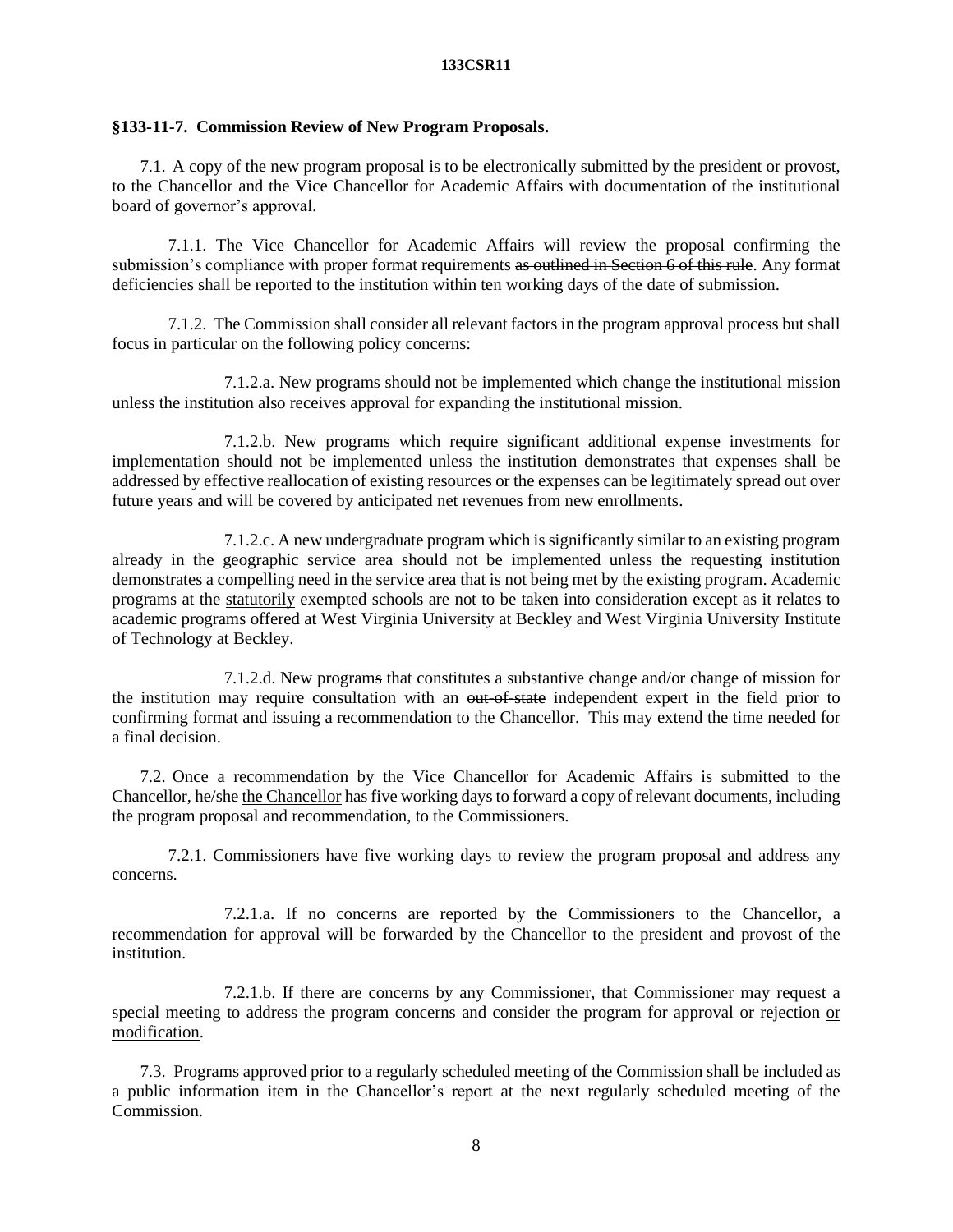### §133-11-7. Commission Review of New Program Proposals.

7.1. A copy of the new program proposal is to be electronically submitted by the president or provost, to the Chancellor and the Vice Chancellor for Academic Affairs with documentation of the institutional board of governor's approval.

7.1.1. The Vice Chancellor for Academic Affairs will review the proposal confirming the submission's compliance with proper format requirements ~~as outlined in Section 6 of this rule~~. Any format deficiencies shall be reported to the institution within ten working days of the date of submission.

7.1.2. The Commission shall consider all relevant factors in the program approval process but shall focus in particular on the following policy concerns:

7.1.2.a. New programs should not be implemented which change the institutional mission unless the institution also receives approval for expanding the institutional mission.

7.1.2.b. New programs which require significant additional expense investments for implementation should not be implemented unless the institution demonstrates that expenses shall be addressed by effective reallocation of existing resources or the expenses can be legitimately spread out over future years and will be covered by anticipated net revenues from new enrollments.

7.1.2.c. A new undergraduate program which is significantly similar to an existing program already in the geographic service area should not be implemented unless the requesting institution demonstrates a compelling need in the service area that is not being met by the existing program. Academic programs at the <u>statutorily</u> exempted schools are not to be taken into consideration except as it relates to academic programs offered at West Virginia University at Beckley and West Virginia University Institute of Technology at Beckley.

7.1.2.d. New program~~s~~ that constitutes a substantive change and/or change of mission for the institution may require consultation with an ~~out-of-state~~ <u>independent</u> expert in the field prior to confirming format and issuing a recommendation to the Chancellor. This may extend the time needed for a final decision.

7.2. Once a recommendation by the Vice Chancellor for Academic Affairs is submitted to the Chancellor, ~~he/she~~ <u>the Chancellor</u> has five working days to forward a copy of relevant documents, including the program proposal and recommendation, to the Commissioners.

7.2.1. Commissioners have five working days to review the program proposal and address any concerns.

7.2.1.a. If no concerns are reported by the Commissioners to the Chancellor, a recommendation for approval will be forwarded by the Chancellor to the president and provost of the institution.

7.2.1.b. If there are concerns by any Commissioner, that Commissioner may request a special meeting to address the program concerns and consider the program for approval or rejection <u>or modification</u>.

7.3. Programs approved prior to a regularly scheduled meeting of the Commission shall be included as a public information item in the Chancellor's report at the next regularly scheduled meeting of the Commission.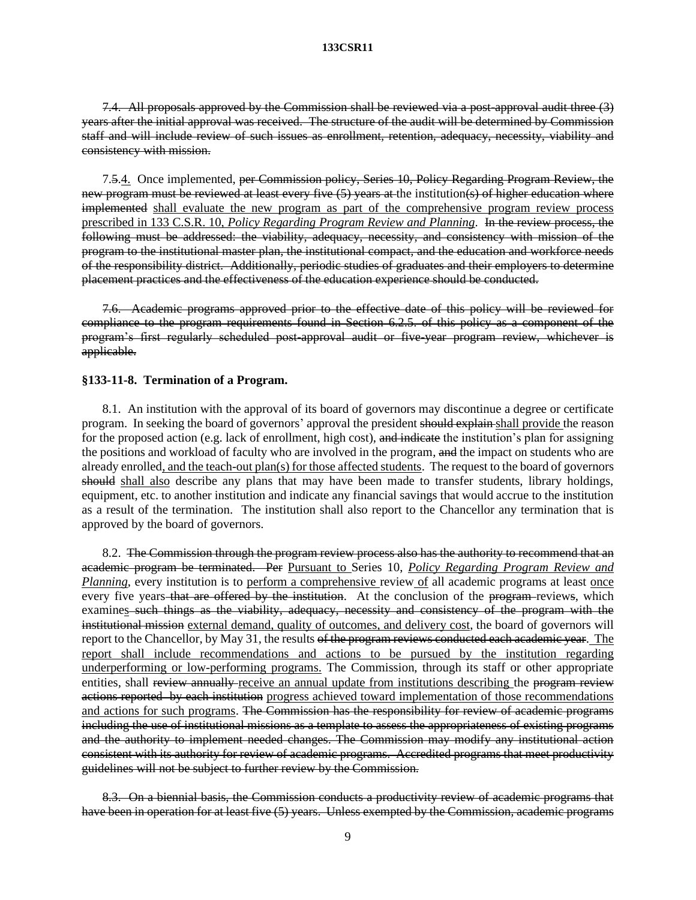~~7.4. All proposals approved by the Commission shall be reviewed via a post-approval audit three (3) years after the initial approval was received. The structure of the audit will be determined by Commission staff and will include review of such issues as enrollment, retention, adequacy, necessity, viability and consistency with mission.~~

7.~~5~~.<u>4.</u> Once implemented, ~~per Commission policy, Series 10, Policy Regarding Program Review, the new program must be reviewed at least every five (5) years at~~ the institution~~(s) of higher education where implemented~~ <u>shall evaluate the new program as part of the comprehensive program review process prescribed in 133 C.S.R. 10, *Policy Regarding Program Review and Planning*</u>. ~~In the review process, the following must be addressed: the viability, adequacy, necessity, and consistency with mission of the program to the institutional master plan, the institutional compact, and the education and workforce needs of the responsibility district. Additionally, periodic studies of graduates and their employers to determine placement practices and the effectiveness of the education experience should be conducted.~~

~~7.6. Academic programs approved prior to the effective date of this policy will be reviewed for compliance to the program requirements found in Section 6.2.5. of this policy as a component of the program's first regularly scheduled post-approval audit or five-year program review, whichever is applicable.~~

**§133-11-8. Termination of a Program.**

8.1. An institution with the approval of its board of governors may discontinue a degree or certificate program. In seeking the board of governors' approval the president ~~should explain~~ <u>shall provide</u> the reason for the proposed action (e.g. lack of enrollment, high cost), ~~and indicate~~ the institution's plan for assigning the positions and workload of faculty who are involved in the program, ~~and~~ the impact on students who are already enrolled<u>, and the teach-out plan(s) for those affected students</u>. The request to the board of governors ~~should~~ <u>shall also</u> describe any plans that may have been made to transfer students, library holdings, equipment, etc. to another institution and indicate any financial savings that would accrue to the institution as a result of the termination. The institution shall also report to the Chancellor any termination that is approved by the board of governors.

8.2. ~~The Commission through the program review process also has the authority to recommend that an academic program be terminated. Per~~ <u>Pursuant to</u> Series 10, *<u>Policy Regarding Program Review and Planning</u>*, every institution is to <u>perform a comprehensive</u> review <u>of</u> all academic programs at least <u>once</u> every five years ~~that are offered by the institution~~. At the conclusion of the ~~program~~ reviews, which examine~~s such things as the viability, adequacy, necessity and consistency of the program with the institutional mission~~ <u>external demand, quality of outcomes, and delivery cost</u>, the board of governors will report to the Chancellor, by May 31, the results ~~of the program reviews conducted each academic year~~. <u>The report shall include recommendations and actions to be pursued by the institution regarding underperforming or low-performing programs.</u> The Commission, through its staff or other appropriate entities, shall ~~review annually~~ <u>receive an annual update from institutions describing</u> the ~~program review actions reported by each institution~~ <u>progress achieved toward implementation of those recommendations and actions for such programs</u>. ~~The Commission has the responsibility for review of academic programs including the use of institutional missions as a template to assess the appropriateness of existing programs and the authority to implement needed changes. The Commission may modify any institutional action consistent with its authority for review of academic programs. Accredited programs that meet productivity guidelines will not be subject to further review by the Commission.~~

~~8.3. On a biennial basis, the Commission conducts a productivity review of academic programs that have been in operation for at least five (5) years. Unless exempted by the Commission, academic programs~~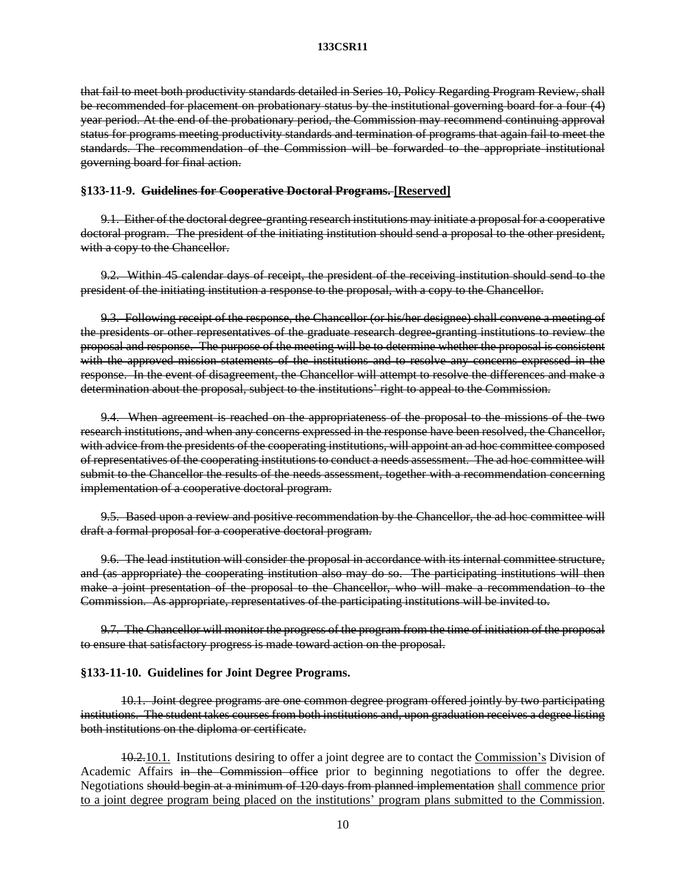~~that fail to meet both productivity standards detailed in Series 10, Policy Regarding Program Review, shall be recommended for placement on probationary status by the institutional governing board for a four (4) year period. At the end of the probationary period, the Commission may recommend continuing approval status for programs meeting productivity standards and termination of programs that again fail to meet the standards. The recommendation of the Commission will be forwarded to the appropriate institutional governing board for final action.~~

**§133-11-9. ~~Guidelines for Cooperative Doctoral Programs.~~ <u>[Reserved]</u>**

~~9.1. Either of the doctoral degree-granting research institutions may initiate a proposal for a cooperative doctoral program. The president of the initiating institution should send a proposal to the other president, with a copy to the Chancellor.~~

~~9.2. Within 45 calendar days of receipt, the president of the receiving institution should send to the president of the initiating institution a response to the proposal, with a copy to the Chancellor.~~

~~9.3. Following receipt of the response, the Chancellor (or his/her designee) shall convene a meeting of the presidents or other representatives of the graduate research degree-granting institutions to review the proposal and response. The purpose of the meeting will be to determine whether the proposal is consistent with the approved mission statements of the institutions and to resolve any concerns expressed in the response. In the event of disagreement, the Chancellor will attempt to resolve the differences and make a determination about the proposal, subject to the institutions' right to appeal to the Commission.~~

~~9.4. When agreement is reached on the appropriateness of the proposal to the missions of the two research institutions, and when any concerns expressed in the response have been resolved, the Chancellor, with advice from the presidents of the cooperating institutions, will appoint an ad hoc committee composed of representatives of the cooperating institutions to conduct a needs assessment. The ad hoc committee will submit to the Chancellor the results of the needs assessment, together with a recommendation concerning implementation of a cooperative doctoral program.~~

~~9.5. Based upon a review and positive recommendation by the Chancellor, the ad hoc committee will draft a formal proposal for a cooperative doctoral program.~~

~~9.6. The lead institution will consider the proposal in accordance with its internal committee structure, and (as appropriate) the cooperating institution also may do so. The participating institutions will then make a joint presentation of the proposal to the Chancellor, who will make a recommendation to the Commission. As appropriate, representatives of the participating institutions will be invited to.~~

~~9.7. The Chancellor will monitor the progress of the program from the time of initiation of the proposal to ensure that satisfactory progress is made toward action on the proposal.~~

**§133-11-10. Guidelines for Joint Degree Programs.**

~~10.1. Joint degree programs are one common degree program offered jointly by two participating institutions. The student takes courses from both institutions and, upon graduation receives a degree listing both institutions on the diploma or certificate.~~

~~10.2.~~<u>10.1.</u> Institutions desiring to offer a joint degree are to contact the <u>Commission's</u> Division of Academic Affairs ~~in the Commission office~~ prior to beginning negotiations to offer the degree. Negotiations ~~should begin at a minimum of 120 days from planned implementation~~ <u>shall commence prior to a joint degree program being placed on the institutions' program plans submitted to the Commission</u>.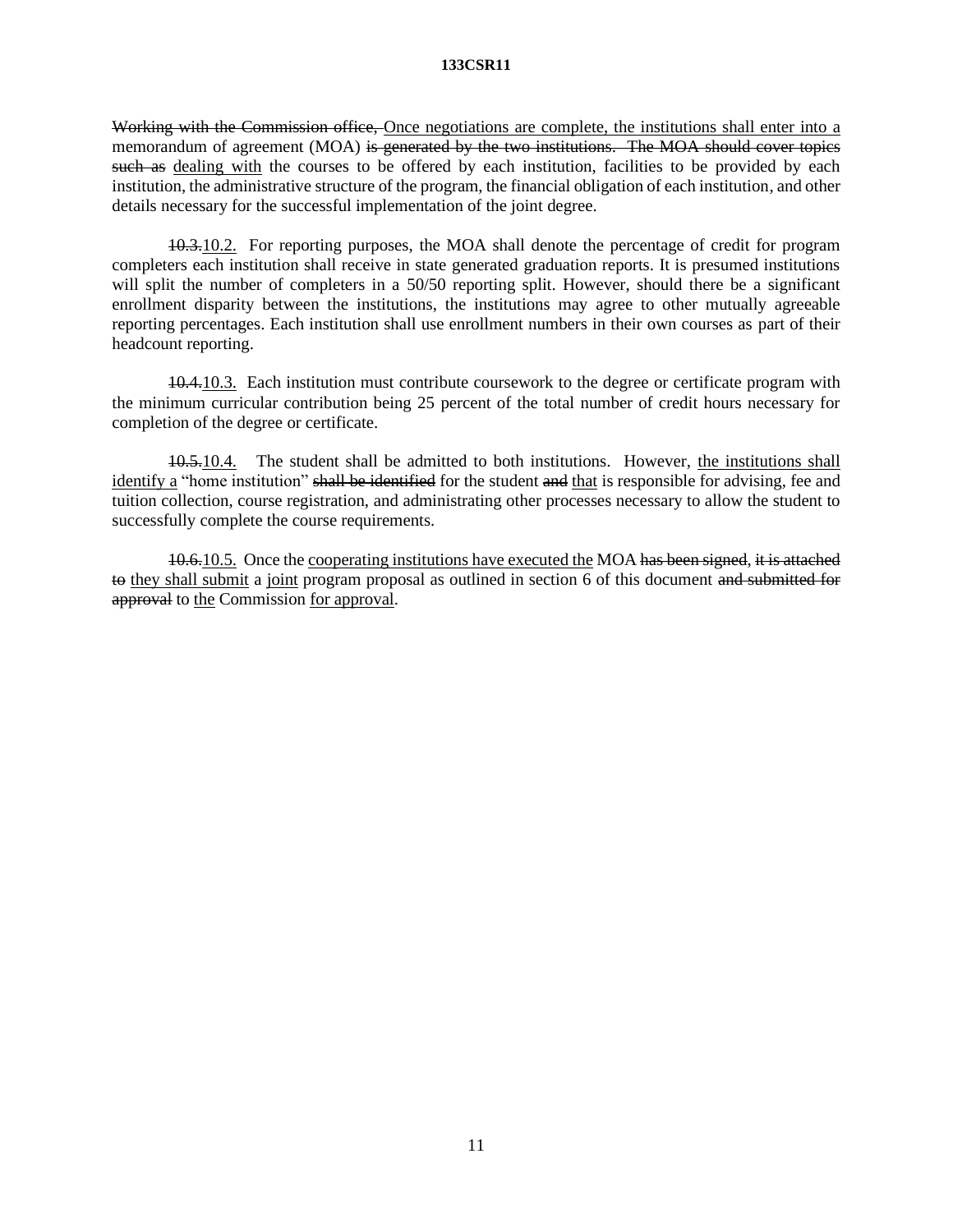~~Working with the Commission office,~~ <u>Once negotiations are complete, the institutions shall enter into a</u> memorandum of agreement (MOA) ~~is generated by the two institutions. The MOA should cover topics such as~~ <u>dealing with</u> the courses to be offered by each institution, facilities to be provided by each institution, the administrative structure of the program, the financial obligation of each institution, and other details necessary for the successful implementation of the joint degree.

~~10.3.~~<u>10.2.</u> For reporting purposes, the MOA shall denote the percentage of credit for program completers each institution shall receive in state generated graduation reports. It is presumed institutions will split the number of completers in a 50/50 reporting split. However, should there be a significant enrollment disparity between the institutions, the institutions may agree to other mutually agreeable reporting percentages. Each institution shall use enrollment numbers in their own courses as part of their headcount reporting.

~~10.4.~~<u>10.3.</u> Each institution must contribute coursework to the degree or certificate program with the minimum curricular contribution being 25 percent of the total number of credit hours necessary for completion of the degree or certificate.

~~10.5.~~<u>10.4.</u> The student shall be admitted to both institutions. However, <u>the institutions shall identify a</u> "home institution" ~~shall be identified~~ for the student ~~and~~ <u>that</u> is responsible for advising, fee and tuition collection, course registration, and administrating other processes necessary to allow the student to successfully complete the course requirements.

~~10.6.~~<u>10.5.</u> Once the <u>cooperating institutions have executed the</u> MOA ~~has been signed~~, ~~it is attached to~~ <u>they shall submit</u> a <u>joint</u> program proposal as outlined in section 6 of this document ~~and submitted for approval~~ to <u>the</u> Commission <u>for approval</u>.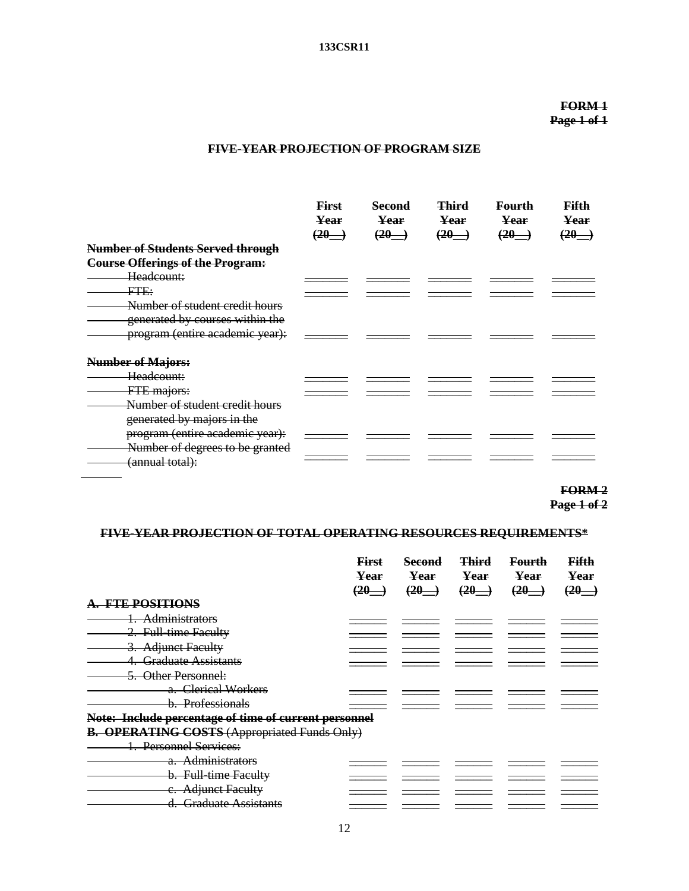FORM 1
Page 1 of 1

## FIVE-YEAR PROJECTION OF PROGRAM SIZE

| | First Year (20__) | Second Year (20__) | Third Year (20__) | Fourth Year (20__) | Fifth Year (20__) |
|---|---|---|---|---|---|
| **Number of Students Served through Course Offerings of the Program:** | | | | | |
| Headcount: | _____ | _____ | _____ | _____ | _____ |
| FTE: | _____ | _____ | _____ | _____ | _____ |
| Number of student credit hours generated by courses within the program (entire academic year): | _____ | _____ | _____ | _____ | _____ |
| **Number of Majors:** | | | | | |
| Headcount: | _____ | _____ | _____ | _____ | _____ |
| FTE majors: | _____ | _____ | _____ | _____ | _____ |
| Number of student credit hours generated by majors in the program (entire academic year): | _____ | _____ | _____ | _____ | _____ |
| Number of degrees to be granted (annual total): | _____ | _____ | _____ | _____ | _____ |

FORM 2
Page 1 of 2

## FIVE-YEAR PROJECTION OF TOTAL OPERATING RESOURCES REQUIREMENTS*

| | First Year (20__) | Second Year (20__) | Third Year (20__) | Fourth Year (20__) | Fifth Year (20__) |
|---|---|---|---|---|---|
| **A. FTE POSITIONS** | | | | | |
| 1. Administrators | _____ | _____ | _____ | _____ | _____ |
| 2. Full-time Faculty | _____ | _____ | _____ | _____ | _____ |
| 3. Adjunct Faculty | _____ | _____ | _____ | _____ | _____ |
| 4. Graduate Assistants | _____ | _____ | _____ | _____ | _____ |
| 5. Other Personnel: | | | | | |
| a. Clerical Workers | _____ | _____ | _____ | _____ | _____ |
| b. Professionals | _____ | _____ | _____ | _____ | _____ |
| **Note: Include percentage of time of current personnel** | | | | | |
| **B. OPERATING COSTS** (Appropriated Funds Only) | | | | | |
| 1. Personnel Services: | | | | | |
| a. Administrators | _____ | _____ | _____ | _____ | _____ |
| b. Full-time Faculty | _____ | _____ | _____ | _____ | _____ |
| c. Adjunct Faculty | _____ | _____ | _____ | _____ | _____ |
| d. Graduate Assistants | _____ | _____ | _____ | _____ | _____ |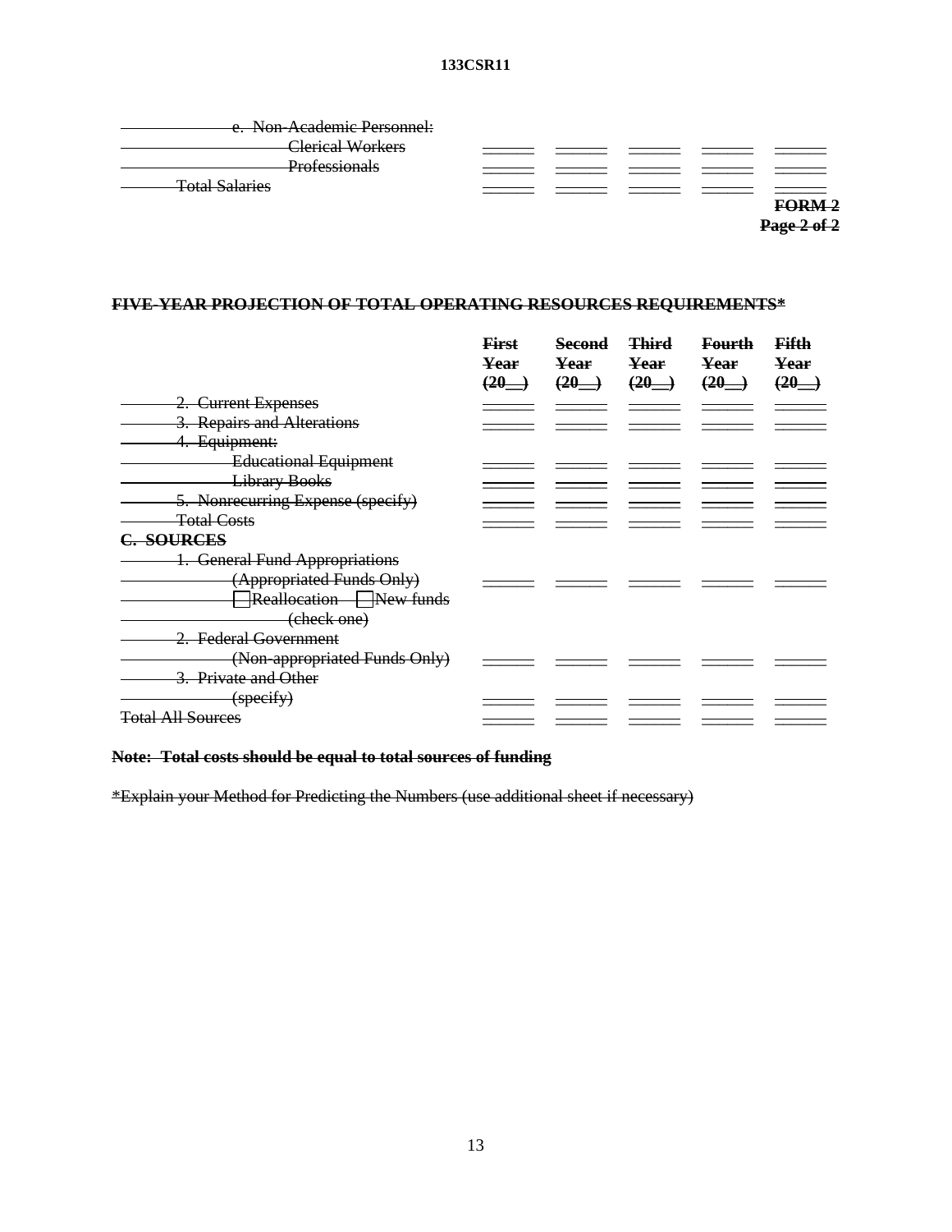| | | | | | |
|---|---|---|---|---|---|
| e. Non-Academic Personnel: | | | | | |
| Clerical Workers | | | | | |
| Professionals | | | | | |
| Total Salaries | | | | | |

**FORM 2**
**Page 2 of 2**

## FIVE-YEAR PROJECTION OF TOTAL OPERATING RESOURCES REQUIREMENTS*

| | First Year (20__) | Second Year (20__) | Third Year (20__) | Fourth Year (20__) | Fifth Year (20__) |
|---|---|---|---|---|---|
| 2. Current Expenses | | | | | |
| 3. Repairs and Alterations | | | | | |
| 4. Equipment: | | | | | |
| Educational Equipment | | | | | |
| Library Books | | | | | |
| 5. Nonrecurring Expense (specify) | | | | | |
| Total Costs | | | | | |
| **C. SOURCES** | | | | | |
| 1. General Fund Appropriations | | | | | |
| (Appropriated Funds Only) | | | | | |
| ☐ Reallocation ☐ New funds | | | | | |
| (check one) | | | | | |
| 2. Federal Government | | | | | |
| (Non-appropriated Funds Only) | | | | | |
| 3. Private and Other | | | | | |
| (specify) | | | | | |
| Total All Sources | | | | | |

**Note: Total costs should be equal to total sources of funding**

*Explain your Method for Predicting the Numbers (use additional sheet if necessary)